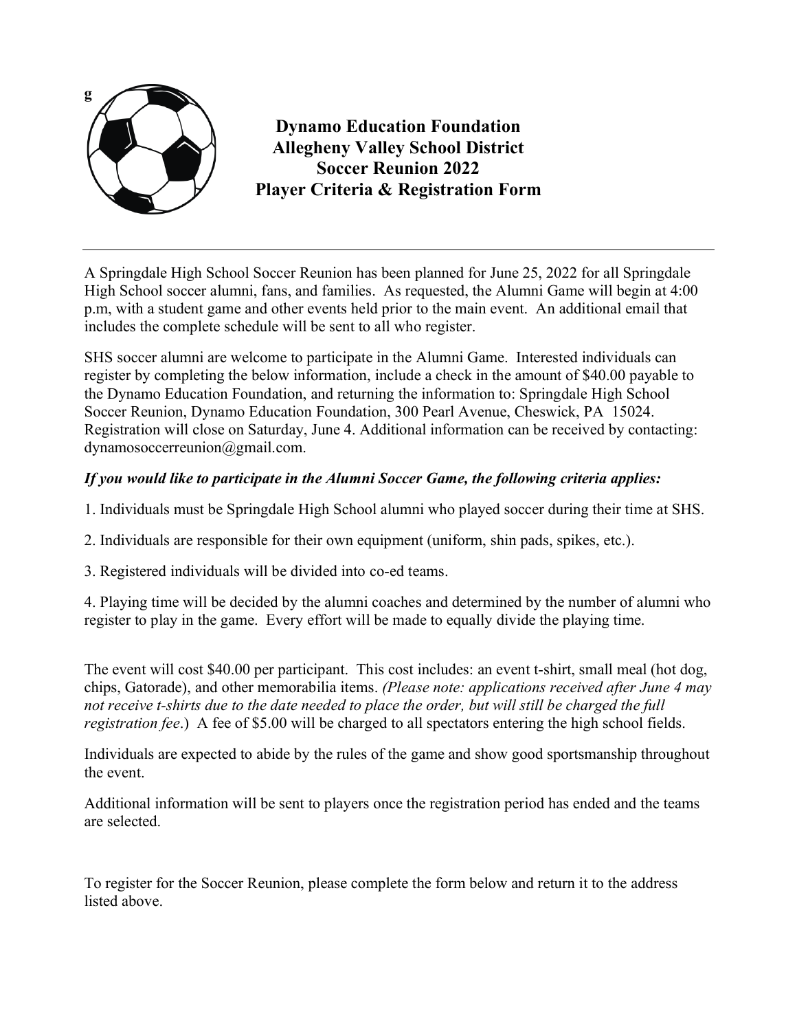g

# Dynamo Education Foundation
# Allegheny Valley School District
# Soccer Reunion 2022
# Player Criteria & Registration Form

---

A Springdale High School Soccer Reunion has been planned for June 25, 2022 for all Springdale High School soccer alumni, fans, and families. As requested, the Alumni Game will begin at 4:00 p.m, with a student game and other events held prior to the main event. An additional email that includes the complete schedule will be sent to all who register.

SHS soccer alumni are welcome to participate in the Alumni Game. Interested individuals can register by completing the below information, include a check in the amount of $40.00 payable to the Dynamo Education Foundation, and returning the information to: Springdale High School Soccer Reunion, Dynamo Education Foundation, 300 Pearl Avenue, Cheswick, PA 15024. Registration will close on Saturday, June 4. Additional information can be received by contacting: dynamosoccerreunion@gmail.com.

***If you would like to participate in the Alumni Soccer Game, the following criteria applies:***

1. Individuals must be Springdale High School alumni who played soccer during their time at SHS.
2. Individuals are responsible for their own equipment (uniform, shin pads, spikes, etc.).
3. Registered individuals will be divided into co-ed teams.
4. Playing time will be decided by the alumni coaches and determined by the number of alumni who register to play in the game. Every effort will be made to equally divide the playing time.

The event will cost $40.00 per participant. This cost includes: an event t-shirt, small meal (hot dog, chips, Gatorade), and other memorabilia items. *(Please note: applications received after June 4 may not receive t-shirts due to the date needed to place the order, but will still be charged the full registration fee*.) A fee of $5.00 will be charged to all spectators entering the high school fields.

Individuals are expected to abide by the rules of the game and show good sportsmanship throughout the event.

Additional information will be sent to players once the registration period has ended and the teams are selected.

To register for the Soccer Reunion, please complete the form below and return it to the address listed above.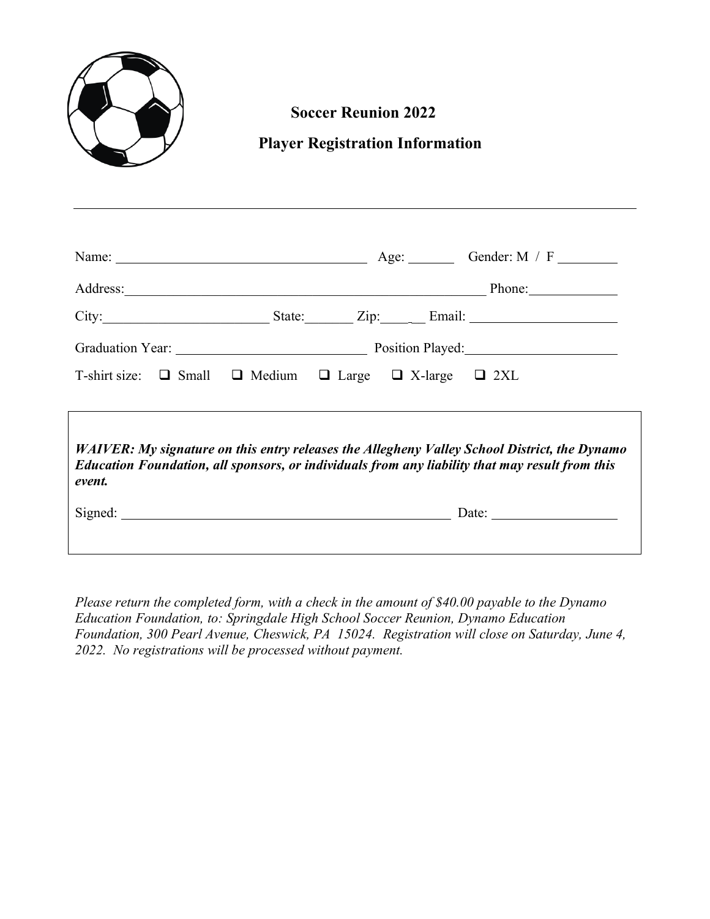**Soccer Reunion 2022**

**Player Registration Information**

---

Name: ______________________________ Age: _______ Gender: M / F ________

Address: ____________________________________________ Phone: ____________

City: ______________________ State: _______ Zip: _______ Email: ____________________

Graduation Year: __________________________ Position Played: ____________________

T-shirt size: ☐ Small ☐ Medium ☐ Large ☐ X-large ☐ 2XL

***WAIVER: My signature on this entry releases the Allegheny Valley School District, the Dynamo Education Foundation, all sponsors, or individuals from any liability that may result from this event.***

Signed: ____________________________________________ Date: __________________

*Please return the completed form, with a check in the amount of $40.00 payable to the Dynamo Education Foundation, to: Springdale High School Soccer Reunion, Dynamo Education Foundation, 300 Pearl Avenue, Cheswick, PA 15024. Registration will close on Saturday, June 4, 2022. No registrations will be processed without payment.*